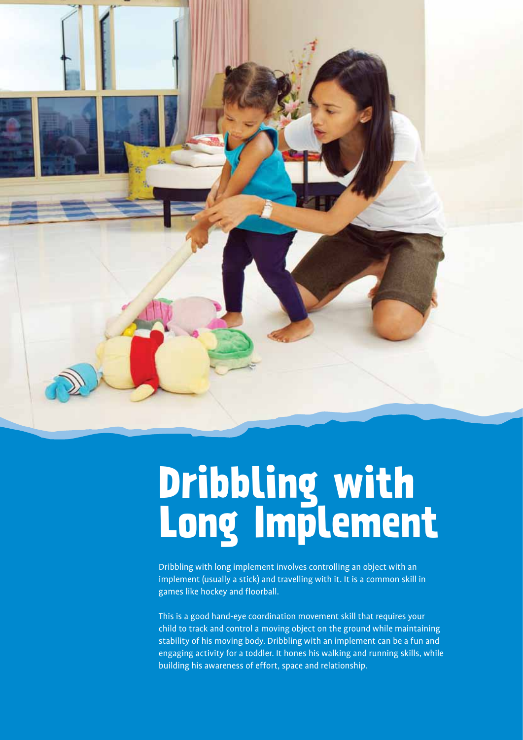# Dribbling with Long Implement

Dribbling with long implement involves controlling an object with an implement (usually a stick) and travelling with it. It is a common skill in games like hockey and floorball.

This is a good hand-eye coordination movement skill that requires your child to track and control a moving object on the ground while maintaining stability of his moving body. Dribbling with an implement can be a fun and engaging activity for a toddler. It hones his walking and running skills, while building his awareness of effort, space and relationship.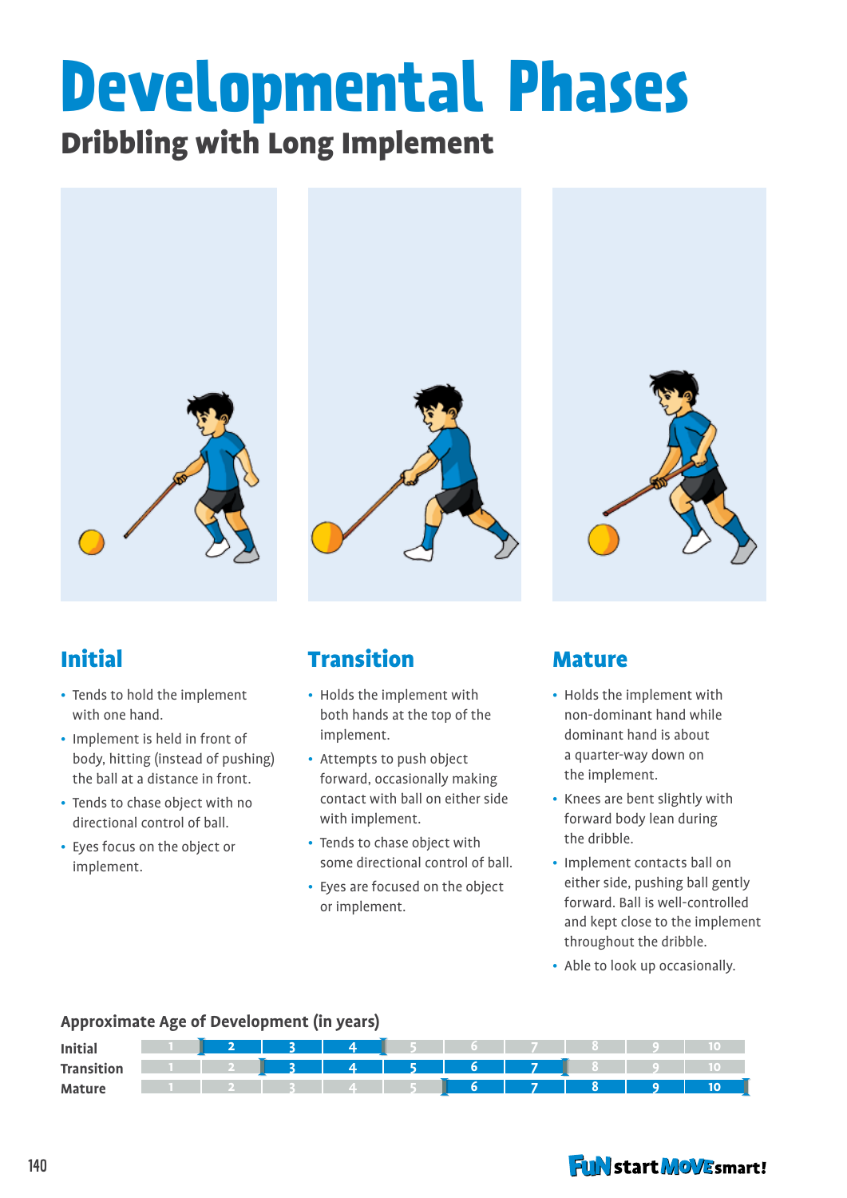# Developmental Phases

## Dribbling with Long Implement

### Initial

- Tends to hold the implement with one hand.
- Implement is held in front of body, hitting (instead of pushing) the ball at a distance in front.
- Tends to chase object with no directional control of ball.
- Eyes focus on the object or implement.

### Transition

- Holds the implement with both hands at the top of the implement.
- Attempts to push object forward, occasionally making contact with ball on either side with implement.
- Tends to chase object with some directional control of ball.
- Eyes are focused on the object or implement.

### Mature

- Holds the implement with non-dominant hand while dominant hand is about a quarter-way down on the implement.
- Knees are bent slightly with forward body lean during the dribble.
- Implement contacts ball on either side, pushing ball gently forward. Ball is well-controlled and kept close to the implement throughout the dribble.
- Able to look up occasionally.

**Approximate Age of Development (in years)**

| Phase | Ages |
| --- | --- |
| Initial | 2–4 |
| Transition | 3–7 |
| Mature | 6–10 |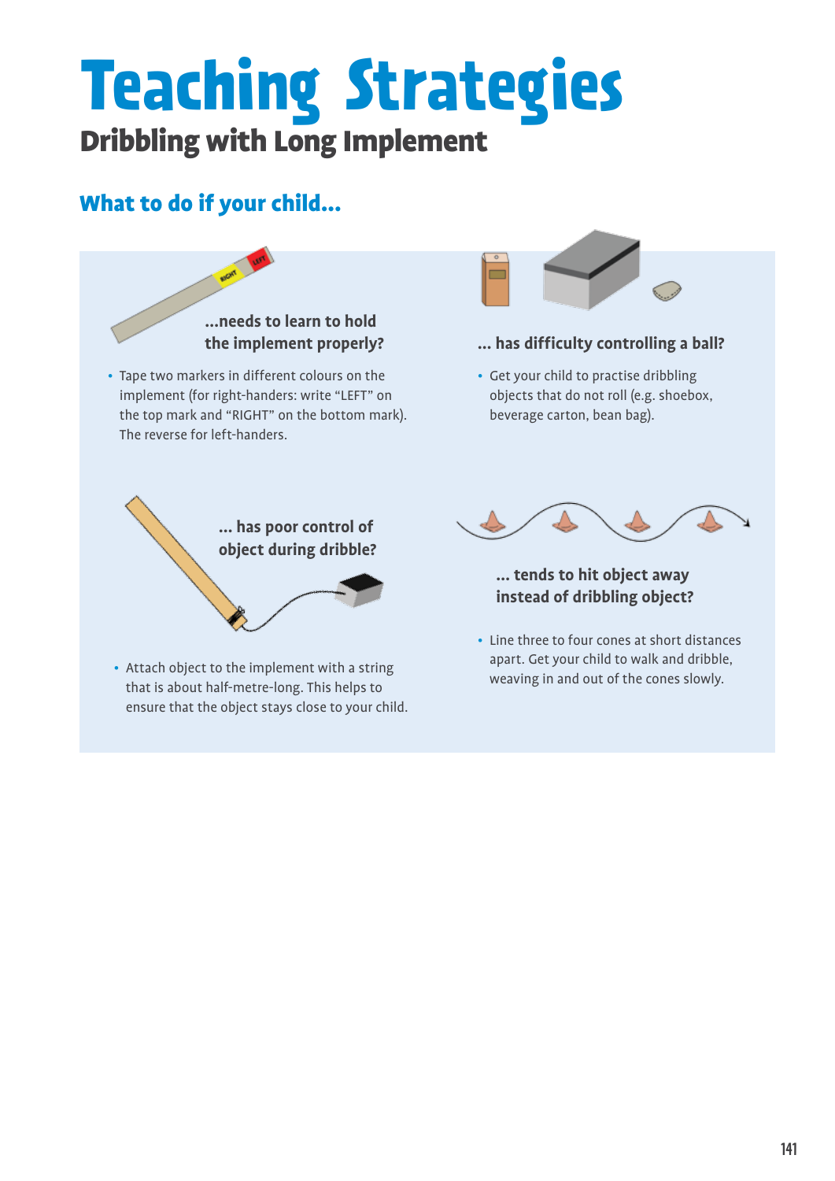# Teaching Strategies

## Dribbling with Long Implement

### What to do if your child...

**...needs to learn to hold the implement properly?**

- Tape two markers in different colours on the implement (for right-handers: write "LEFT" on the top mark and "RIGHT" on the bottom mark). The reverse for left-handers.

**... has difficulty controlling a ball?**

- Get your child to practise dribbling objects that do not roll (e.g. shoebox, beverage carton, bean bag).

**... has poor control of object during dribble?**

- Attach object to the implement with a string that is about half-metre-long. This helps to ensure that the object stays close to your child.

**... tends to hit object away instead of dribbling object?**

- Line three to four cones at short distances apart. Get your child to walk and dribble, weaving in and out of the cones slowly.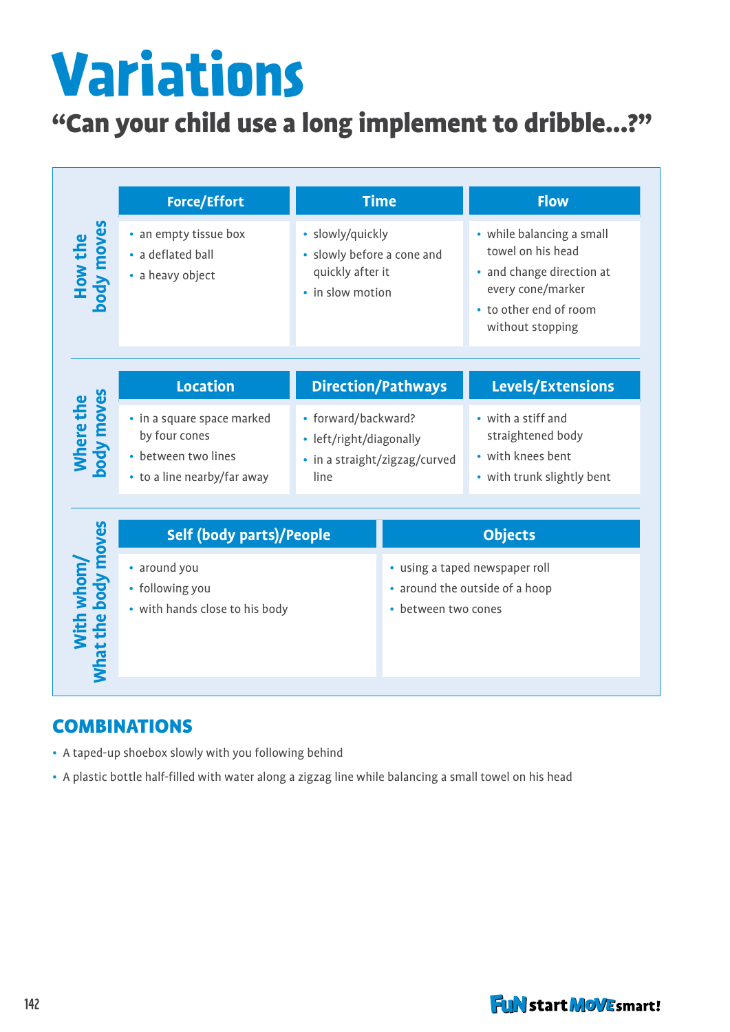# Variations

## “Can your child use a long implement to dribble...?”

| | Force/Effort | Time | Flow |
|---|---|---|---|
| **How the body moves** | • an empty tissue box<br>• a deflated ball<br>• a heavy object | • slowly/quickly<br>• slowly before a cone and quickly after it<br>• in slow motion | • while balancing a small towel on his head<br>• and change direction at every cone/marker<br>• to other end of room without stopping |

| | Location | Direction/Pathways | Levels/Extensions |
|---|---|---|---|
| **Where the body moves** | • in a square space marked by four cones<br>• between two lines<br>• to a line nearby/far away | • forward/backward?<br>• left/right/diagonally<br>• in a straight/zigzag/curved line | • with a stiff and straightened body<br>• with knees bent<br>• with trunk slightly bent |

| | Self (body parts)/People | Objects |
|---|---|---|
| **With whom/ What the body moves** | • around you<br>• following you<br>• with hands close to his body | • using a taped newspaper roll<br>• around the outside of a hoop<br>• between two cones |

## COMBINATIONS

- A taped-up shoebox slowly with you following behind
- A plastic bottle half-filled with water along a zigzag line while balancing a small towel on his head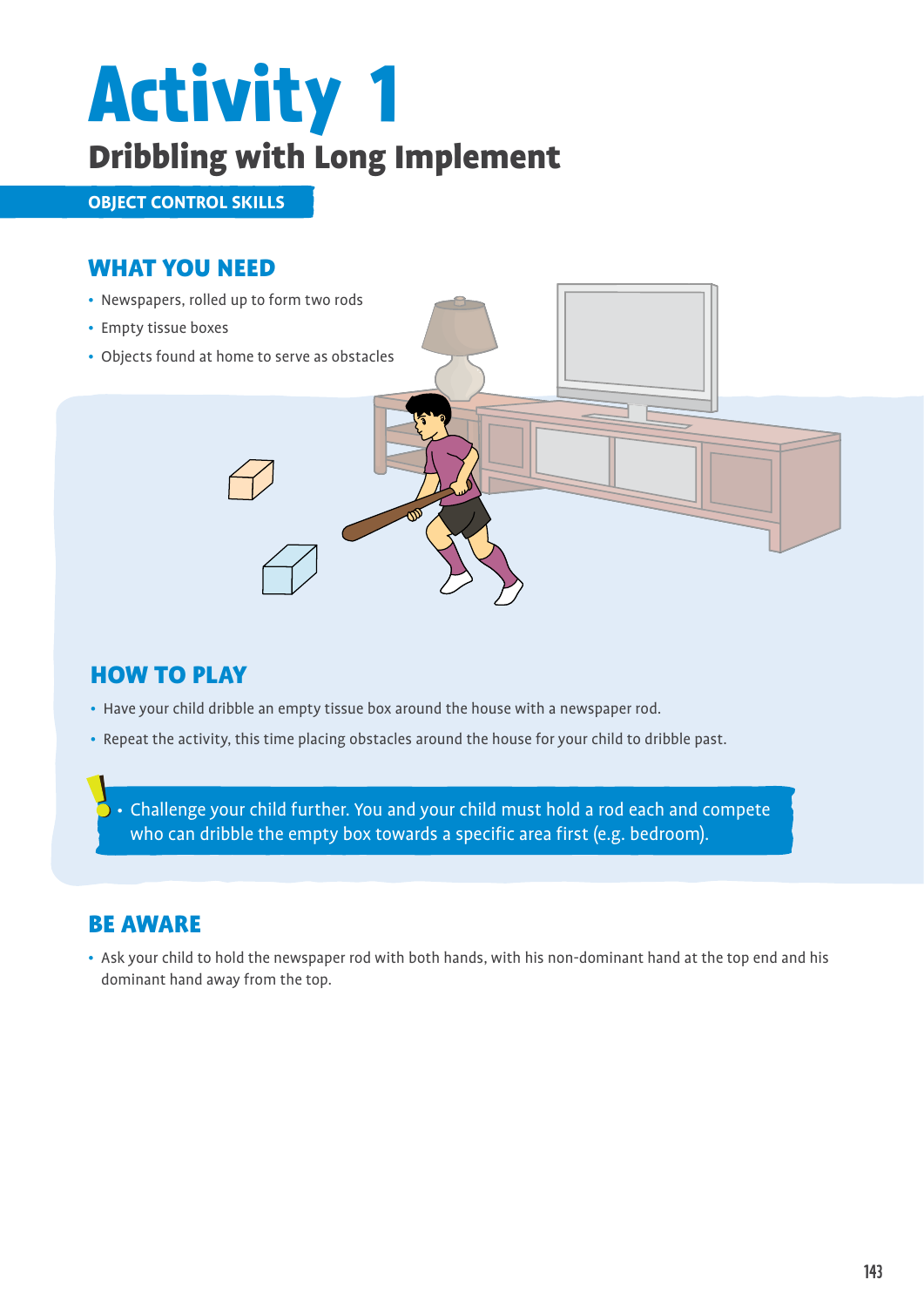# Activity 1

## Dribbling with Long Implement

**OBJECT CONTROL SKILLS**

### WHAT YOU NEED

- Newspapers, rolled up to form two rods
- Empty tissue boxes
- Objects found at home to serve as obstacles

### HOW TO PLAY

- Have your child dribble an empty tissue box around the house with a newspaper rod.
- Repeat the activity, this time placing obstacles around the house for your child to dribble past.

- Challenge your child further. You and your child must hold a rod each and compete who can dribble the empty box towards a specific area first (e.g. bedroom).

### BE AWARE

- Ask your child to hold the newspaper rod with both hands, with his non-dominant hand at the top end and his dominant hand away from the top.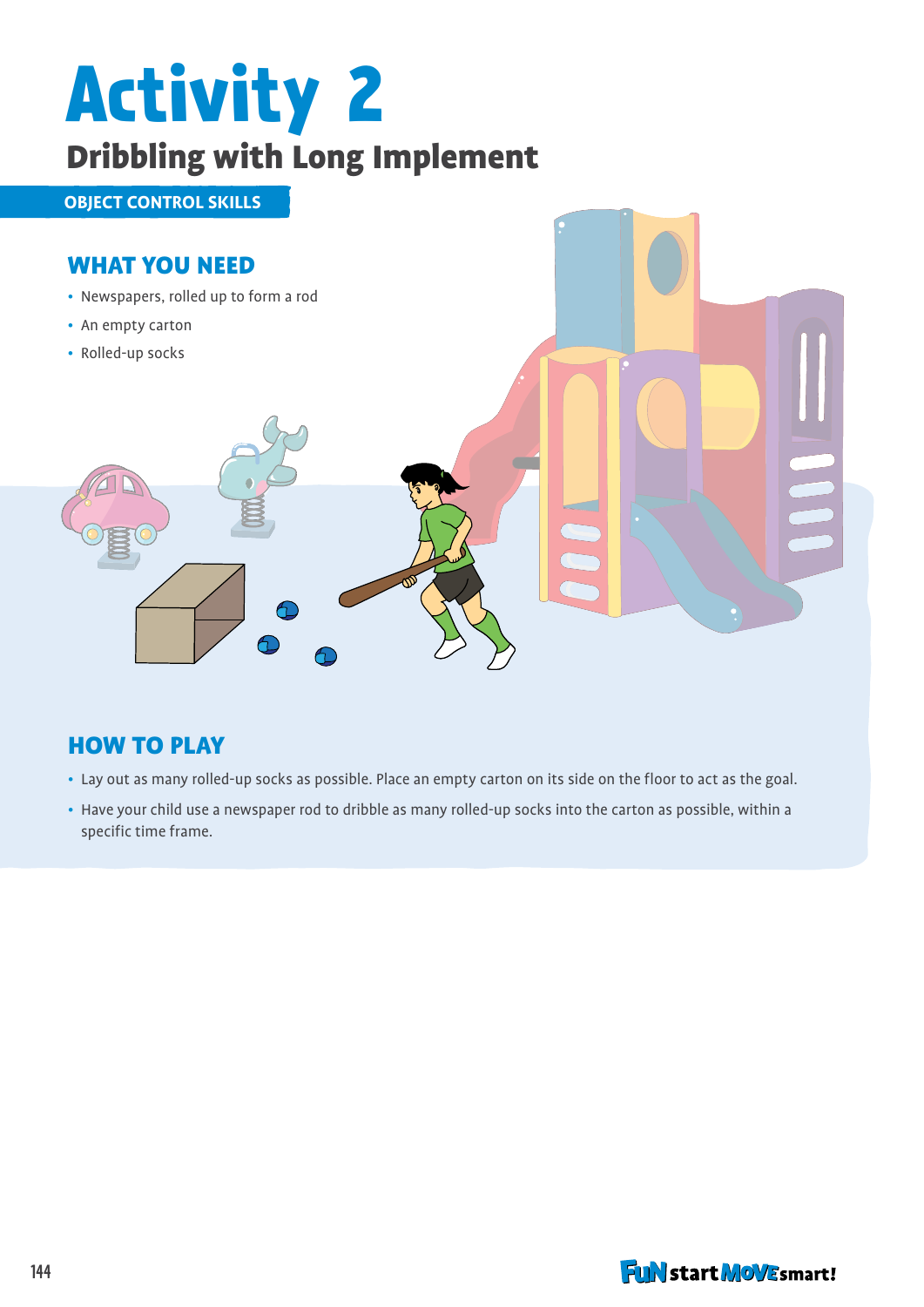# Activity 2

## Dribbling with Long Implement

OBJECT CONTROL SKILLS

### WHAT YOU NEED

- Newspapers, rolled up to form a rod
- An empty carton
- Rolled-up socks

### HOW TO PLAY

- Lay out as many rolled-up socks as possible. Place an empty carton on its side on the floor to act as the goal.
- Have your child use a newspaper rod to dribble as many rolled-up socks into the carton as possible, within a specific time frame.